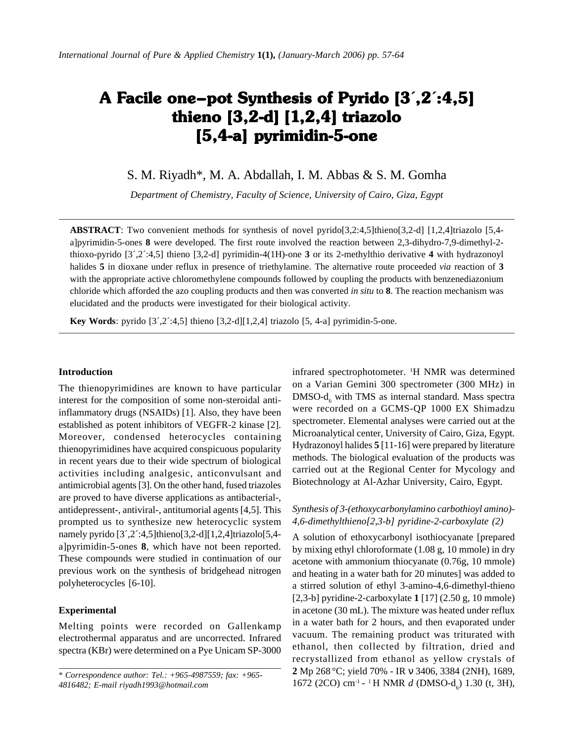// ... existing code ...

# A Facile one–pot Synthesis of Pyrido [3´,2´:4,5] thieno [3,2-d] [1,2,4] triazolo [5,4-a] pyrimidin-5-one

S. M. Riyadh*, M. A. Abdallah, I. M. Abbas & S. M. Gomha

*Department of Chemistry, Faculty of Science, University of Cairo, Giza, Egypt*

**ABSTRACT**: Two convenient methods for synthesis of novel pyrido[3,2:4,5]thieno[3,2-d] [1,2,4]triazolo [5,4-a]pyrimidin-5-ones **8** were developed. The first route involved the reaction between 2,3-dihydro-7,9-dimethyl-2-thioxo-pyrido [3´,2´:4,5] thieno [3,2-d] pyrimidin-4(1H)-one **3** or its 2-methylthio derivative **4** with hydrazonoyl halides **5** in dioxane under reflux in presence of triethylamine. The alternative route proceeded *via* reaction of **3** with the appropriate active chloromethylene compounds followed by coupling the products with benzenediazonium chloride which afforded the azo coupling products and then was converted *in situ* to **8**. The reaction mechanism was elucidated and the products were investigated for their biological activity.

**Key Words**: pyrido [3´,2´:4,5] thieno [3,2-d][1,2,4] triazolo [5, 4-a] pyrimidin-5-one.

## Introduction

The thienopyrimidines are known to have particular interest for the composition of some non-steroidal anti-inflammatory drugs (NSAIDs) [1]. Also, they have been established as potent inhibitors of VEGFR-2 kinase [2]. Moreover, condensed heterocycles containing thienopyrimidines have acquired conspicuous popularity in recent years due to their wide spectrum of biological activities including analgesic, anticonvulsant and antimicrobial agents [3]. On the other hand, fused triazoles are proved to have diverse applications as antibacterial-, antidepressent-, antiviral-, antitumorial agents [4,5]. This prompted us to synthesize new heterocyclic system namely pyrido [3´,2´:4,5]thieno[3,2-d][1,2,4]triazolo[5,4-a]pyrimidin-5-ones **8**, which have not been reported. These compounds were studied in continuation of our previous work on the synthesis of bridgehead nitrogen polyheterocycles [6-10].

## Experimental

Melting points were recorded on Gallenkamp electrothermal apparatus and are uncorrected. Infrared spectra (KBr) were determined on a Pye Unicam SP-3000 infrared spectrophotometer. [1]H NMR was determined on a Varian Gemini 300 spectrometer (300 MHz) in DMSO-$d_6$ with TMS as internal standard. Mass spectra were recorded on a GCMS-QP 1000 EX Shimadzu spectrometer. Elemental analyses were carried out at the Microanalytical center, University of Cairo, Giza, Egypt. Hydrazonoyl halides **5** [11-16] were prepared by literature methods. The biological evaluation of the products was carried out at the Regional Center for Mycology and Biotechnology at Al-Azhar University, Cairo, Egypt.

### *Synthesis of 3-(ethoxycarbonylamino carbothioyl amino)-4,6-dimethylthieno[2,3-b] pyridine-2-carboxylate (2)*

A solution of ethoxycarbonyl isothiocyanate [prepared by mixing ethyl chloroformate (1.08 g, 10 mmole) in dry acetone with ammonium thiocyanate (0.76g, 10 mmole) and heating in a water bath for 20 minutes] was added to a stirred solution of ethyl 3-amino-4,6-dimethyl-thieno [2,3-b] pyridine-2-carboxylate **1** [17] (2.50 g, 10 mmole) in acetone (30 mL). The mixture was heated under reflux in a water bath for 2 hours, and then evaporated under vacuum. The remaining product was triturated with ethanol, then collected by filtration, dried and recrystallized from ethanol as yellow crystals of **2** Mp 268 °C; yield 70% - IR ν 3406, 3384 (2NH), 1689, 1672 (2CO) $cm^{-1}$ - [1]H NMR *d* (DMSO-$d_6$) 1.30 (t, 3H),

\* *Correspondence author: Tel.: +965-4987559; fax: +965-4816482; E-mail riyadh1993@hotmail.com*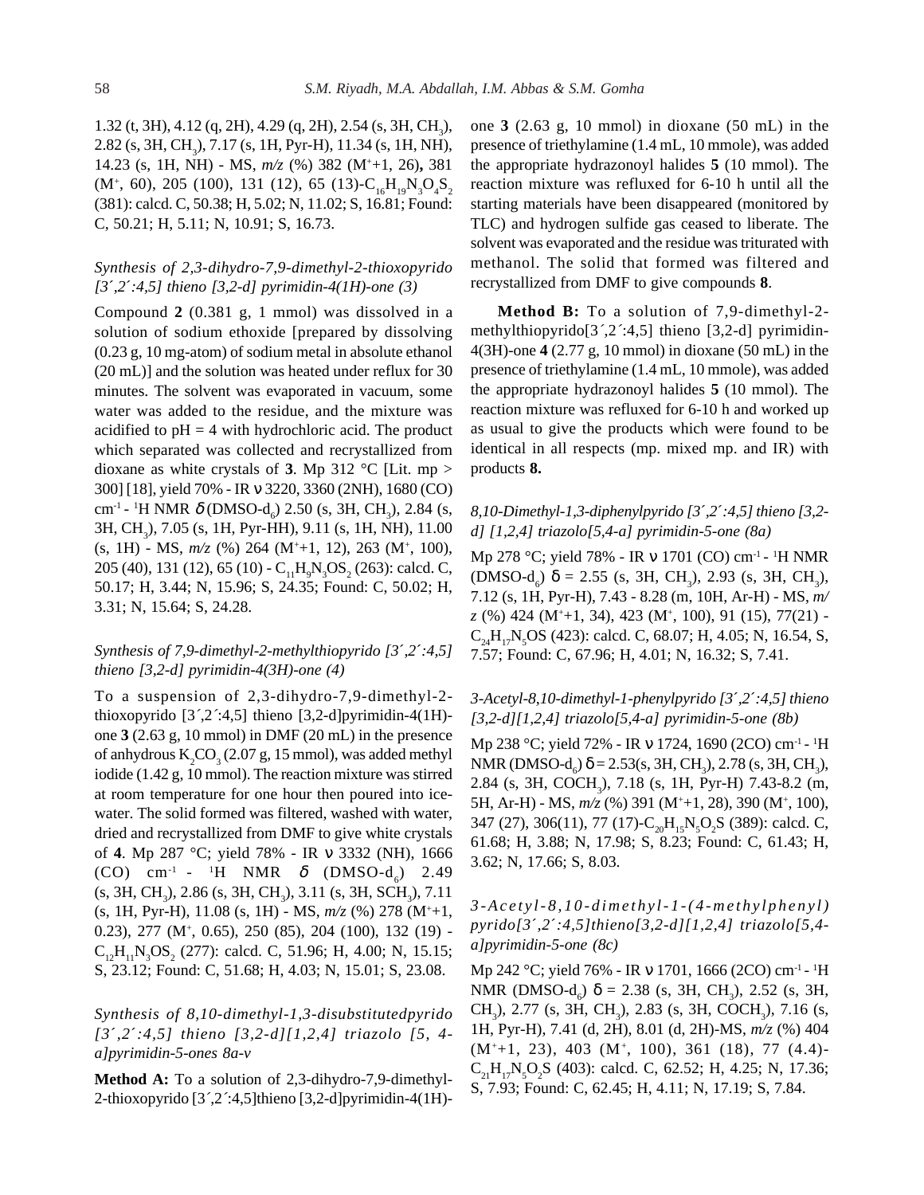1.32 (t, 3H), 4.12 (q, 2H), 4.29 (q, 2H), 2.54 (s, 3H, $CH_3$), 2.82 (s, 3H, $CH_3$), 7.17 (s, 1H, Pyr-H), 11.34 (s, 1H, NH), 14.23 (s, 1H, NH) - MS, *m/z* (%) 382 ($M^+$+1, 26), 381 ($M^+$, 60), 205 (100), 131 (12), 65 (13)-$C_{16}H_{19}N_3O_4S_2$ (381): calcd. C, 50.38; H, 5.02; N, 11.02; S, 16.81; Found: C, 50.21; H, 5.11; N, 10.91; S, 16.73.

### *Synthesis of 2,3-dihydro-7,9-dimethyl-2-thioxopyrido [3´,2´:4,5] thieno [3,2-d] pyrimidin-4(1H)-one (3)*

Compound **2** (0.381 g, 1 mmol) was dissolved in a solution of sodium ethoxide [prepared by dissolving (0.23 g, 10 mg-atom) of sodium metal in absolute ethanol (20 mL)] and the solution was heated under reflux for 30 minutes. The solvent was evaporated in vacuum, some water was added to the residue, and the mixture was acidified to pH = 4 with hydrochloric acid. The product which separated was collected and recrystallized from dioxane as white crystals of **3**. Mp 312 °C [Lit. mp > 300] [18], yield 70% - IR ν 3220, 3360 (2NH), 1680 (CO) $cm^{-1}$ - $^1$H NMR δ (DMSO-$d_6$) 2.50 (s, 3H, $CH_3$), 2.84 (s, 3H, $CH_3$), 7.05 (s, 1H, Pyr-HH), 9.11 (s, 1H, NH), 11.00 (s, 1H) - MS, *m/z* (%) 264 ($M^+$+1, 12), 263 ($M^+$, 100), 205 (40), 131 (12), 65 (10) - $C_{11}H_9N_3OS_2$ (263): calcd. C, 50.17; H, 3.44; N, 15.96; S, 24.35; Found: C, 50.02; H, 3.31; N, 15.64; S, 24.28.

### *Synthesis of 7,9-dimethyl-2-methylthiopyrido [3´,2´:4,5] thieno [3,2-d] pyrimidin-4(3H)-one (4)*

To a suspension of 2,3-dihydro-7,9-dimethyl-2-thioxopyrido [3´,2´:4,5] thieno [3,2-d]pyrimidin-4(1H)-one **3** (2.63 g, 10 mmol) in DMF (20 mL) in the presence of anhydrous $K_2CO_3$ (2.07 g, 15 mmol), was added methyl iodide (1.42 g, 10 mmol). The reaction mixture was stirred at room temperature for one hour then poured into ice-water. The solid formed was filtered, washed with water, dried and recrystallized from DMF to give white crystals of **4**. Mp 287 °C; yield 78% - IR ν 3332 (NH), 1666 (CO) $cm^{-1}$ - $^1$H NMR δ (DMSO-$d_6$) 2.49 (s, 3H, $CH_3$), 2.86 (s, 3H, $CH_3$), 3.11 (s, 3H, $SCH_3$), 7.11 (s, 1H, Pyr-H), 11.08 (s, 1H) - MS, *m/z* (%) 278 ($M^+$+1, 0.23), 277 ($M^+$, 0.65), 250 (85), 204 (100), 132 (19) - $C_{12}H_{11}N_3OS_2$ (277): calcd. C, 51.96; H, 4.00; N, 15.15; S, 23.12; Found: C, 51.68; H, 4.03; N, 15.01; S, 23.08.

### *Synthesis of 8,10-dimethyl-1,3-disubstitutedpyrido [3´,2´:4,5] thieno [3,2-d][1,2,4] triazolo [5, 4-a]pyrimidin-5-ones 8a-v*

**Method A:** To a solution of 2,3-dihydro-7,9-dimethyl-2-thioxopyrido [3´,2´:4,5]thieno [3,2-d]pyrimidin-4(1H)-one **3** (2.63 g, 10 mmol) in dioxane (50 mL) in the presence of triethylamine (1.4 mL, 10 mmole), was added the appropriate hydrazonoyl halides **5** (10 mmol). The reaction mixture was refluxed for 6-10 h until all the starting materials have been disappeared (monitored by TLC) and hydrogen sulfide gas ceased to liberate. The solvent was evaporated and the residue was triturated with methanol. The solid that formed was filtered and recrystallized from DMF to give compounds **8**.

**Method B:** To a solution of 7,9-dimethyl-2-methylthiopyrido[3´,2´:4,5] thieno [3,2-d] pyrimidin-4(3H)-one **4** (2.77 g, 10 mmol) in dioxane (50 mL) in the presence of triethylamine (1.4 mL, 10 mmole), was added the appropriate hydrazonoyl halides **5** (10 mmol). The reaction mixture was refluxed for 6-10 h and worked up as usual to give the products which were found to be identical in all respects (mp. mixed mp. and IR) with products **8.**

### *8,10-Dimethyl-1,3-diphenylpyrido [3´,2´:4,5] thieno [3,2-d] [1,2,4] triazolo[5,4-a] pyrimidin-5-one (8a)*

Mp 278 °C; yield 78% - IR ν 1701 (CO) $cm^{-1}$ - $^1$H NMR (DMSO-$d_6$) δ = 2.55 (s, 3H, $CH_3$), 2.93 (s, 3H, $CH_3$), 7.12 (s, 1H, Pyr-H), 7.43 - 8.28 (m, 10H, Ar-H) - MS, *m/z* (%) 424 ($M^+$+1, 34), 423 ($M^+$, 100), 91 (15), 77(21) - $C_{24}H_{17}N_5OS$ (423): calcd. C, 68.07; H, 4.05; N, 16.54, S, 7.57; Found: C, 67.96; H, 4.01; N, 16.32; S, 7.41.

### *3-Acetyl-8,10-dimethyl-1-phenylpyrido [3´,2´:4,5] thieno [3,2-d][1,2,4] triazolo[5,4-a] pyrimidin-5-one (8b)*

Mp 238 °C; yield 72% - IR ν 1724, 1690 (2CO) $cm^{-1}$ - $^1$H NMR (DMSO-$d_6$) δ = 2.53(s, 3H, $CH_3$), 2.78 (s, 3H, $CH_3$), 2.84 (s, 3H, $COCH_3$), 7.18 (s, 1H, Pyr-H) 7.43-8.2 (m, 5H, Ar-H) - MS, *m/z* (%) 391 ($M^+$+1, 28), 390 ($M^+$, 100), 347 (27), 306(11), 77 (17)-$C_{20}H_{15}N_5O_2S$ (389): calcd. C, 61.68; H, 3.88; N, 17.98; S, 8.23; Found: C, 61.43; H, 3.62; N, 17.66; S, 8.03.

### *3-Acetyl-8,10-dimethyl-1-(4-methylphenyl) pyrido[3´,2´:4,5]thieno[3,2-d][1,2,4] triazolo[5,4-a]pyrimidin-5-one (8c)*

Mp 242 °C; yield 76% - IR ν 1701, 1666 (2CO) $cm^{-1}$ - $^1$H NMR (DMSO-$d_6$) δ = 2.38 (s, 3H, $CH_3$), 2.52 (s, 3H, $CH_3$), 2.77 (s, 3H, $CH_3$), 2.83 (s, 3H, $COCH_3$), 7.16 (s, 1H, Pyr-H), 7.41 (d, 2H), 8.01 (d, 2H)-MS, *m/z* (%) 404 ($M^+$+1, 23), 403 ($M^+$, 100), 361 (18), 77 (4.4)-$C_{21}H_{17}N_5O_2S$ (403): calcd. C, 62.52; H, 4.25; N, 17.36; S, 7.93; Found: C, 62.45; H, 4.11; N, 17.19; S, 7.84.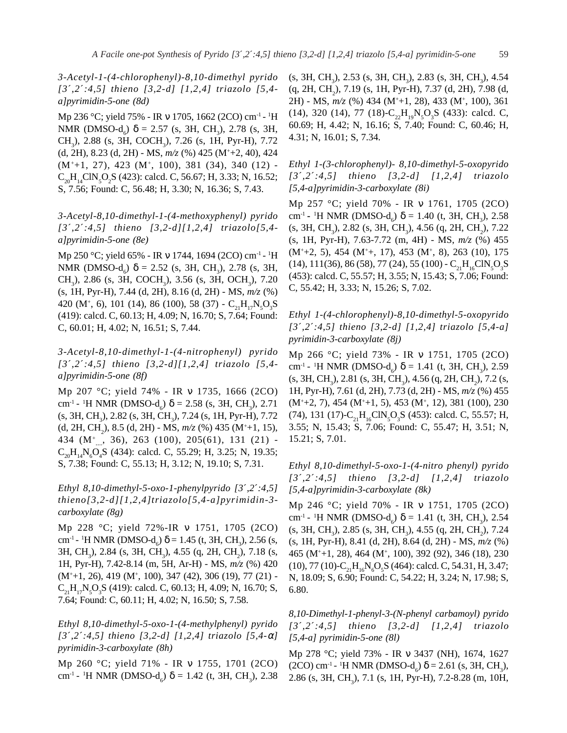*3-Acetyl-1-(4-chlorophenyl)-8,10-dimethyl pyrido [3´,2´:4,5] thieno [3,2-d] [1,2,4] triazolo [5,4-a]pyrimidin-5-one (8d)*

Mp 236 °C; yield 75% - IR ν 1705, 1662 (2CO) $cm^{-1}$ - $^{1}H$ NMR (DMSO-$d_6$) δ = 2.57 (s, 3H, $CH_3$), 2.78 (s, 3H, $CH_3$), 2.88 (s, 3H, $COCH_3$), 7.26 (s, 1H, Pyr-H), 7.72 (d, 2H), 8.23 (d, 2H) - MS, *m/z* (%) 425 ($M^{+}$+2, 40), 424 ($M^{+}$+1, 27), 423 ($M^{+}$, 100), 381 (34), 340 (12) - $C_{20}H_{14}ClN_5O_2S$ (423): calcd. C, 56.67; H, 3.33; N, 16.52; S, 7.56; Found: C, 56.48; H, 3.30; N, 16.36; S, 7.43.

*3-Acetyl-8,10-dimethyl-1-(4-methoxyphenyl) pyrido [3´,2´:4,5] thieno [3,2-d][1,2,4] triazolo[5,4-a]pyrimidin-5-one (8e)*

Mp 250 °C; yield 65% - IR ν 1744, 1694 (2CO) $cm^{-1}$ - $^{1}H$ NMR (DMSO-$d_6$) δ = 2.52 (s, 3H, $CH_3$), 2.78 (s, 3H, $CH_3$), 2.86 (s, 3H, $COCH_3$), 3.56 (s, 3H, $OCH_3$), 7.20 (s, 1H, Pyr-H), 7.44 (d, 2H), 8.16 (d, 2H) - MS, *m/z* (%) 420 ($M^{+}$, 6), 101 (14), 86 (100), 58 (37) - $C_{21}H_{17}N_5O_3S$ (419): calcd. C, 60.13; H, 4.09; N, 16.70; S, 7.64; Found: C, 60.01; H, 4.02; N, 16.51; S, 7.44.

*3-Acetyl-8,10-dimethyl-1-(4-nitrophenyl) pyrido [3´,2´:4,5] thieno [3,2-d][1,2,4] triazolo [5,4-a]pyrimidin-5-one (8f)*

Mp 207 °C; yield 74% - IR ν 1735, 1666 (2CO) $cm^{-1}$ - $^{1}H$ NMR (DMSO-$d_6$) δ = 2.58 (s, 3H, $CH_3$), 2.71 (s, 3H, $CH_3$), 2.82 (s, 3H, $CH_3$), 7.24 (s, 1H, Pyr-H), 7.72 (d, 2H, $CH_2$), 8.5 (d, 2H) - MS, *m/z* (%) 435 ($M^{+}$+1, 15), 434 ($M^{+}$, 36), 263 (100), 205(61), 131 (21) - $C_{20}H_{14}N_6O_4S$ (434): calcd. C, 55.29; H, 3.25; N, 19.35; S, 7.38; Found: C, 55.13; H, 3.12; N, 19.10; S, 7.31.

*Ethyl 8,10-dimethyl-5-oxo-1-phenylpyrido [3´,2´:4,5] thieno[3,2-d][1,2,4]triazolo[5,4-a]pyrimidin-3-carboxylate (8g)*

Mp 228 °C; yield 72%-IR ν 1751, 1705 (2CO) $cm^{-1}$ - $^{1}H$ NMR (DMSO-$d_6$) δ = 1.45 (t, 3H, $CH_3$), 2.56 (s, 3H, $CH_3$), 2.84 (s, 3H, $CH_3$), 4.55 (q, 2H, $CH_2$), 7.18 (s, 1H, Pyr-H), 7.42-8.14 (m, 5H, Ar-H) - MS, *m/z* (%) 420 ($M^{+}$+1, 26), 419 ($M^{+}$, 100), 347 (42), 306 (19), 77 (21) - $C_{21}H_{17}N_5O_3S$ (419): calcd. C, 60.13; H, 4.09; N, 16.70; S, 7.64; Found: C, 60.11; H, 4.02; N, 16.50; S, 7.58.

*Ethyl 8,10-dimethyl-5-oxo-1-(4-methylphenyl) pyrido [3´,2´:4,5] thieno [3,2-d] [1,2,4] triazolo [5,4-α] pyrimidin-3-carboxylate (8h)*

Mp 260 °C; yield 71% - IR ν 1755, 1701 (2CO) $cm^{-1}$ - $^{1}H$ NMR (DMSO-$d_6$) δ = 1.42 (t, 3H, $CH_3$), 2.38 (s, 3H, $CH_3$), 2.53 (s, 3H, $CH_3$), 2.83 (s, 3H, $CH_3$), 4.54 (q, 2H, $CH_2$), 7.19 (s, 1H, Pyr-H), 7.37 (d, 2H), 7.98 (d, 2H) - MS, *m/z* (%) 434 ($M^{+}$+1, 28), 433 ($M^{+}$, 100), 361 (14), 320 (14), 77 (18)-$C_{22}H_{19}N_5O_3S$ (433): calcd. C, 60.69; H, 4.42; N, 16.16; S, 7.40; Found: C, 60.46; H, 4.31; N, 16.01; S, 7.34.

*Ethyl 1-(3-chlorophenyl)- 8,10-dimethyl-5-oxopyrido [3´,2´:4,5] thieno [3,2-d] [1,2,4] triazolo [5,4-a]pyrimidin-3-carboxylate (8i)*

Mp 257 °C; yield 70% - IR ν 1761, 1705 (2CO) $cm^{-1}$ - $^{1}H$ NMR (DMSO-$d_6$) δ = 1.40 (t, 3H, $CH_3$), 2.58 (s, 3H, $CH_3$), 2.82 (s, 3H, $CH_3$), 4.56 (q, 2H, $CH_2$), 7.22 (s, 1H, Pyr-H), 7.63-7.72 (m, 4H) - MS, *m/z* (%) 455 ($M^{+}$+2, 5), 454 ($M^{+}$+, 17), 453 ($M^{+}$, 8), 263 (10), 175 (14), 111(36), 86 (58), 77 (24), 55 (100) - $C_{21}H_{16}ClN_5O_3S$ (453): calcd. C, 55.57; H, 3.55; N, 15.43; S, 7.06; Found: C, 55.42; H, 3.33; N, 15.26; S, 7.02.

*Ethyl 1-(4-chlorophenyl)-8,10-dimethyl-5-oxopyrido [3´,2´:4,5] thieno [3,2-d] [1,2,4] triazolo [5,4-a] pyrimidin-3-carboxylate (8j)*

Mp 266 °C; yield 73% - IR ν 1751, 1705 (2CO) $cm^{-1}$ - $^{1}H$ NMR (DMSO-$d_6$) δ = 1.41 (t, 3H, $CH_3$), 2.59 (s, 3H, $CH_3$), 2.81 (s, 3H, $CH_3$), 4.56 (q, 2H, $CH_2$), 7.2 (s, 1H, Pyr-H), 7.61 (d, 2H), 7.73 (d, 2H) - MS, *m/z* (%) 455 ($M^{+}$+2, 7), 454 ($M^{+}$+1, 5), 453 ($M^{+}$, 12), 381 (100), 230 (74), 131 (17)-$C_{21}H_{16}ClN_5O_3S$ (453): calcd. C, 55.57; H, 3.55; N, 15.43; S, 7.06; Found: C, 55.47; H, 3.51; N, 15.21; S, 7.01.

*Ethyl 8,10-dimethyl-5-oxo-1-(4-nitro phenyl) pyrido [3´,2´:4,5] thieno [3,2-d] [1,2,4] triazolo [5,4-a]pyrimidin-3-carboxylate (8k)*

Mp 246 °C; yield 70% - IR ν 1751, 1705 (2CO) $cm^{-1}$ - $^{1}H$ NMR (DMSO-$d_6$) δ = 1.41 (t, 3H, $CH_3$), 2.54 (s, 3H, $CH_3$), 2.85 (s, 3H, $CH_3$), 4.55 (q, 2H, $CH_2$), 7.24 (s, 1H, Pyr-H), 8.41 (d, 2H), 8.64 (d, 2H) - MS, *m/z* (%) 465 ($M^{+}$+1, 28), 464 ($M^{+}$, 100), 392 (92), 346 (18), 230 (10), 77 (10)-$C_{21}H_{16}N_6O_5S$ (464): calcd. C, 54.31, H, 3.47; N, 18.09; S, 6.90; Found: C, 54.22; H, 3.24; N, 17.98; S, 6.80.

*8,10-Dimethyl-1-phenyl-3-(N-phenyl carbamoyl) pyrido [3´,2´:4,5] thieno [3,2-d] [1,2,4] triazolo [5,4-a] pyrimidin-5-one (8l)*

Mp 278 °C; yield 73% - IR ν 3437 (NH), 1674, 1627 (2CO) $cm^{-1}$ - $^{1}H$ NMR (DMSO-$d_6$) δ = 2.61 (s, 3H, $CH_3$), 2.86 (s, 3H, $CH_3$), 7.1 (s, 1H, Pyr-H), 7.2-8.28 (m, 10H,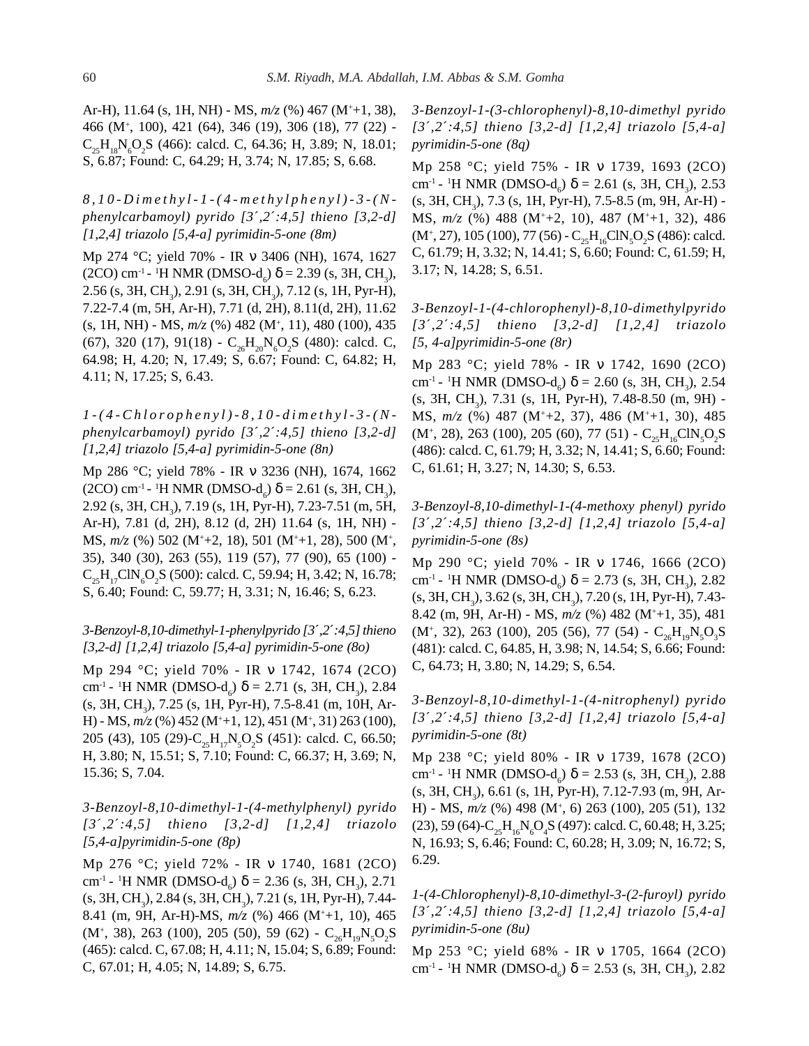Ar-H), 11.64 (s, 1H, NH) - MS, *m/z* (%) 467 ($M^+$+1, 38), 466 ($M^+$, 100), 421 (64), 346 (19), 306 (18), 77 (22) - $C_{25}H_{18}N_6O_2S$ (466): calcd. C, 64.36; H, 3.89; N, 18.01; S, 6.87; Found: C, 64.29; H, 3.74; N, 17.85; S, 6.68.

*8,10-Dimethyl-1-(4-methylphenyl)-3-(N-phenylcarbamoyl) pyrido [3´,2´:4,5] thieno [3,2-d] [1,2,4] triazolo [5,4-a] pyrimidin-5-one (8m)*

Mp 274 °C; yield 70% - IR ν 3406 (NH), 1674, 1627 (2CO) $cm^{-1}$ - $^1H$ NMR (DMSO-$d_6$) δ = 2.39 (s, 3H, $CH_3$), 2.56 (s, 3H, $CH_3$), 2.91 (s, 3H, $CH_3$), 7.12 (s, 1H, Pyr-H), 7.22-7.4 (m, 5H, Ar-H), 7.71 (d, 2H), 8.11(d, 2H), 11.62 (s, 1H, NH) - MS, *m/z* (%) 482 ($M^+$, 11), 480 (100), 435 (67), 320 (17), 91(18) - $C_{26}H_{20}N_6O_2S$ (480): calcd. C, 64.98; H, 4.20; N, 17.49; S, 6.67; Found: C, 64.82; H, 4.11; N, 17.25; S, 6.43.

*1-(4-Chlorophenyl)-8,10-dimethyl-3-(N-phenylcarbamoyl) pyrido [3´,2´:4,5] thieno [3,2-d] [1,2,4] triazolo [5,4-a] pyrimidin-5-one (8n)*

Mp 286 °C; yield 78% - IR ν 3236 (NH), 1674, 1662 (2CO) $cm^{-1}$ - $^1H$ NMR (DMSO-$d_6$) δ = 2.61 (s, 3H, $CH_3$), 2.92 (s, 3H, $CH_3$), 7.19 (s, 1H, Pyr-H), 7.23-7.51 (m, 5H, Ar-H), 7.81 (d, 2H), 8.12 (d, 2H) 11.64 (s, 1H, NH) - MS, *m/z* (%) 502 ($M^+$+2, 18), 501 ($M^+$+1, 28), 500 ($M^+$, 35), 340 (30), 263 (55), 119 (57), 77 (90), 65 (100) - $C_{25}H_{17}ClN_6O_2S$ (500): calcd. C, 59.94; H, 3.42; N, 16.78; S, 6.40; Found: C, 59.77; H, 3.31; N, 16.46; S, 6.23.

*3-Benzoyl-8,10-dimethyl-1-phenylpyrido [3´,2´:4,5] thieno [3,2-d] [1,2,4] triazolo [5,4-a] pyrimidin-5-one (8o)*

Mp 294 °C; yield 70% - IR ν 1742, 1674 (2CO) $cm^{-1}$ - $^1H$ NMR (DMSO-$d_6$) δ = 2.71 (s, 3H, $CH_3$), 2.84 (s, 3H, $CH_3$), 7.25 (s, 1H, Pyr-H), 7.5-8.41 (m, 10H, Ar-H) - MS, *m/z* (%) 452 ($M^+$+1, 12), 451 ($M^+$, 31) 263 (100), 205 (43), 105 (29)-$C_{25}H_{17}N_5O_2S$ (451): calcd. C, 66.50; H, 3.80; N, 15.51; S, 7.10; Found: C, 66.37; H, 3.69; N, 15.36; S, 7.04.

*3-Benzoyl-8,10-dimethyl-1-(4-methylphenyl) pyrido [3´,2´:4,5] thieno [3,2-d] [1,2,4] triazolo [5,4-a]pyrimidin-5-one (8p)*

Mp 276 °C; yield 72% - IR ν 1740, 1681 (2CO) $cm^{-1}$ - $^1H$ NMR (DMSO-$d_6$) δ = 2.36 (s, 3H, $CH_3$), 2.71 (s, 3H, $CH_3$), 2.84 (s, 3H, $CH_3$), 7.21 (s, 1H, Pyr-H), 7.44-8.41 (m, 9H, Ar-H)-MS, *m/z* (%) 466 ($M^+$+1, 10), 465 ($M^+$, 38), 263 (100), 205 (50), 59 (62) - $C_{26}H_{19}N_5O_2S$ (465): calcd. C, 67.08; H, 4.11; N, 15.04; S, 6.89; Found: C, 67.01; H, 4.05; N, 14.89; S, 6.75.

*3-Benzoyl-1-(3-chlorophenyl)-8,10-dimethyl pyrido [3´,2´:4,5] thieno [3,2-d] [1,2,4] triazolo [5,4-a] pyrimidin-5-one (8q)*

Mp 258 °C; yield 75% - IR ν 1739, 1693 (2CO) $cm^{-1}$ - $^1H$ NMR (DMSO-$d_6$) δ = 2.61 (s, 3H, $CH_3$), 2.53 (s, 3H, $CH_3$), 7.3 (s, 1H, Pyr-H), 7.5-8.5 (m, 9H, Ar-H) - MS, *m/z* (%) 488 ($M^+$+2, 10), 487 ($M^+$+1, 32), 486 ($M^+$, 27), 105 (100), 77 (56) - $C_{25}H_{16}ClN_5O_2S$ (486): calcd. C, 61.79; H, 3.32; N, 14.41; S, 6.60; Found: C, 61.59; H, 3.17; N, 14.28; S, 6.51.

*3-Benzoyl-1-(4-chlorophenyl)-8,10-dimethylpyrido [3´,2´:4,5] thieno [3,2-d] [1,2,4] triazolo [5, 4-a]pyrimidin-5-one (8r)*

Mp 283 °C; yield 78% - IR ν 1742, 1690 (2CO) $cm^{-1}$ - $^1H$ NMR (DMSO-$d_6$) δ = 2.60 (s, 3H, $CH_3$), 2.54 (s, 3H, $CH_3$), 7.31 (s, 1H, Pyr-H), 7.48-8.50 (m, 9H) - MS, *m/z* (%) 487 ($M^+$+2, 37), 486 ($M^+$+1, 30), 485 ($M^+$, 28), 263 (100), 205 (60), 77 (51) - $C_{25}H_{16}ClN_5O_2S$ (486): calcd. C, 61.79; H, 3.32; N, 14.41; S, 6.60; Found: C, 61.61; H, 3.27; N, 14.30; S, 6.53.

*3-Benzoyl-8,10-dimethyl-1-(4-methoxy phenyl) pyrido [3´,2´:4,5] thieno [3,2-d] [1,2,4] triazolo [5,4-a] pyrimidin-5-one (8s)*

Mp 290 °C; yield 70% - IR ν 1746, 1666 (2CO) $cm^{-1}$ - $^1H$ NMR (DMSO-$d_6$) δ = 2.73 (s, 3H, $CH_3$), 2.82 (s, 3H, $CH_3$), 3.62 (s, 3H, $CH_3$), 7.20 (s, 1H, Pyr-H), 7.43-8.42 (m, 9H, Ar-H) - MS, *m/z* (%) 482 ($M^+$+1, 35), 481 ($M^+$, 32), 263 (100), 205 (56), 77 (54) - $C_{26}H_{19}N_5O_3S$ (481): calcd. C, 64.85, H, 3.98; N, 14.54; S, 6.66; Found: C, 64.73; H, 3.80; N, 14.29; S, 6.54.

*3-Benzoyl-8,10-dimethyl-1-(4-nitrophenyl) pyrido [3´,2´:4,5] thieno [3,2-d] [1,2,4] triazolo [5,4-a] pyrimidin-5-one (8t)*

Mp 238 °C; yield 80% - IR ν 1739, 1678 (2CO) $cm^{-1}$ - $^1H$ NMR (DMSO-$d_6$) δ = 2.53 (s, 3H, $CH_3$), 2.88 (s, 3H, $CH_3$), 6.61 (s, 1H, Pyr-H), 7.12-7.93 (m, 9H, Ar-H) - MS, *m/z* (%) 498 ($M^+$, 6) 263 (100), 205 (51), 132 (23), 59 (64)-$C_{25}H_{16}N_6O_4S$ (497): calcd. C, 60.48; H, 3.25; N, 16.93; S, 6.46; Found: C, 60.28; H, 3.09; N, 16.72; S, 6.29.

*1-(4-Chlorophenyl)-8,10-dimethyl-3-(2-furoyl) pyrido [3´,2´:4,5] thieno [3,2-d] [1,2,4] triazolo [5,4-a] pyrimidin-5-one (8u)*

Mp 253 °C; yield 68% - IR ν 1705, 1664 (2CO) $cm^{-1}$ - $^1H$ NMR (DMSO-$d_6$) δ = 2.53 (s, 3H, $CH_3$), 2.82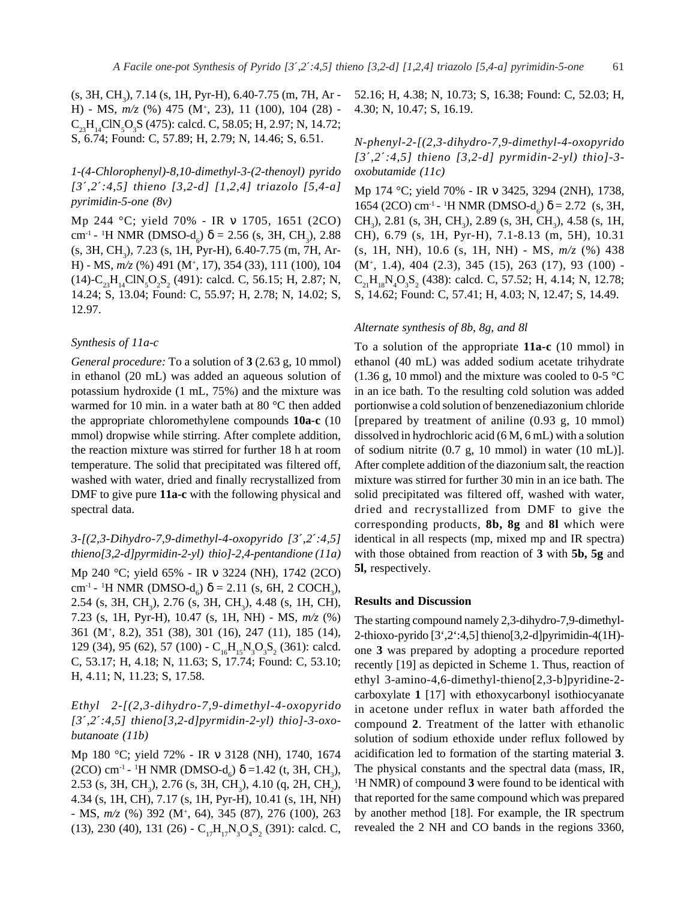(s, 3H, $CH_3$), 7.14 (s, 1H, Pyr-H), 6.40-7.75 (m, 7H, Ar - H) - MS, *m/z* (%) 475 ($M^+$, 23), 11 (100), 104 (28) - $C_{23}H_{14}ClN_5O_3S$ (475): calcd. C, 58.05; H, 2.97; N, 14.72; S, 6.74; Found: C, 57.89; H, 2.79; N, 14.46; S, 6.51.

### *1-(4-Chlorophenyl)-8,10-dimethyl-3-(2-thenoyl) pyrido [3´,2´:4,5] thieno [3,2-d] [1,2,4] triazolo [5,4-a] pyrimidin-5-one (8v)*

Mp 244 °C; yield 70% - IR ν 1705, 1651 (2CO) $cm^{-1}$ - $^1$H NMR (DMSO-$d_6$) δ = 2.56 (s, 3H, $CH_3$), 2.88 (s, 3H, $CH_3$), 7.23 (s, 1H, Pyr-H), 6.40-7.75 (m, 7H, Ar-H) - MS, *m/z* (%) 491 ($M^+$, 17), 354 (33), 111 (100), 104 (14)-$C_{23}H_{14}ClN_5O_2S_2$ (491): calcd. C, 56.15; H, 2.87; N, 14.24; S, 13.04; Found: C, 55.97; H, 2.78; N, 14.02; S, 12.97.

### *Synthesis of 11a-c*

*General procedure:* To a solution of **3** (2.63 g, 10 mmol) in ethanol (20 mL) was added an aqueous solution of potassium hydroxide (1 mL, 75%) and the mixture was warmed for 10 min. in a water bath at 80 °C then added the appropriate chloromethylene compounds **10a-c** (10 mmol) dropwise while stirring. After complete addition, the reaction mixture was stirred for further 18 h at room temperature. The solid that precipitated was filtered off, washed with water, dried and finally recrystallized from DMF to give pure **11a-c** with the following physical and spectral data.

### *3-[(2,3-Dihydro-7,9-dimethyl-4-oxopyrido [3´,2´:4,5] thieno[3,2-d]pyrimidin-2-yl) thio]-2,4-pentandione (11a)*

Mp 240 °C; yield 65% - IR ν 3224 (NH), 1742 (2CO) $cm^{-1}$ - $^1$H NMR (DMSO-$d_6$) δ = 2.11 (s, 6H, 2 $COCH_3$), 2.54 (s, 3H, $CH_3$), 2.76 (s, 3H, $CH_3$), 4.48 (s, 1H, CH), 7.23 (s, 1H, Pyr-H), 10.47 (s, 1H, NH) - MS, *m/z* (%) 361 ($M^+$, 8.2), 351 (38), 301 (16), 247 (11), 185 (14), 129 (34), 95 (62), 57 (100) - $C_{16}H_{15}N_3O_3S_2$ (361): calcd. C, 53.17; H, 4.18; N, 11.63; S, 17.74; Found: C, 53.10; H, 4.11; N, 11.23; S, 17.58.

### *Ethyl 2-[(2,3-dihydro-7,9-dimethyl-4-oxopyrido [3´,2´:4,5] thieno[3,2-d]pyrimidin-2-yl) thio]-3-oxo-butanoate (11b)*

Mp 180 °C; yield 72% - IR ν 3128 (NH), 1740, 1674 (2CO) $cm^{-1}$ - $^1$H NMR (DMSO-$d_6$) δ =1.42 (t, 3H, $CH_3$), 2.53 (s, 3H, $CH_3$), 2.76 (s, 3H, $CH_3$), 4.10 (q, 2H, $CH_2$), 4.34 (s, 1H, CH), 7.17 (s, 1H, Pyr-H), 10.41 (s, 1H, NH) - MS, *m/z* (%) 392 ($M^+$, 64), 345 (87), 276 (100), 263 (13), 230 (40), 131 (26) - $C_{17}H_{17}N_3O_4S_2$ (391): calcd. C, 52.16; H, 4.38; N, 10.73; S, 16.38; Found: C, 52.03; H, 4.30; N, 10.47; S, 16.19.

### *N-phenyl-2-[(2,3-dihydro-7,9-dimethyl-4-oxopyrido [3´,2´:4,5] thieno [3,2-d] pyrimidin-2-yl) thio]-3-oxobutamide (11c)*

Mp 174 °C; yield 70% - IR ν 3425, 3294 (2NH), 1738, 1654 (2CO) $cm^{-1}$ - $^1$H NMR (DMSO-$d_6$) δ = 2.72 (s, 3H, $CH_3$), 2.81 (s, 3H, $CH_3$), 2.89 (s, 3H, $CH_3$), 4.58 (s, 1H, CH), 6.79 (s, 1H, Pyr-H), 7.1-8.13 (m, 5H), 10.31 (s, 1H, NH), 10.6 (s, 1H, NH) - MS, *m/z* (%) 438 ($M^+$, 1.4), 404 (2.3), 345 (15), 263 (17), 93 (100) - $C_{21}H_{18}N_4O_3S_2$ (438): calcd. C, 57.52; H, 4.14; N, 12.78; S, 14.62; Found: C, 57.41; H, 4.03; N, 12.47; S, 14.49.

### *Alternate synthesis of 8b, 8g, and 8l*

To a solution of the appropriate **11a-c** (10 mmol) in ethanol (40 mL) was added sodium acetate trihydrate (1.36 g, 10 mmol) and the mixture was cooled to 0-5 °C in an ice bath. To the resulting cold solution was added portionwise a cold solution of benzenediazonium chloride [prepared by treatment of aniline (0.93 g, 10 mmol) dissolved in hydrochloric acid (6 M, 6 mL) with a solution of sodium nitrite (0.7 g, 10 mmol) in water (10 mL)]. After complete addition of the diazonium salt, the reaction mixture was stirred for further 30 min in an ice bath. The solid precipitated was filtered off, washed with water, dried and recrystallized from DMF to give the corresponding products, **8b, 8g** and **8l** which were identical in all respects (mp, mixed mp and IR spectra) with those obtained from reaction of **3** with **5b, 5g** and **5l,** respectively.

## Results and Discussion

The starting compound namely 2,3-dihydro-7,9-dimethyl-2-thioxo-pyrido [3‘,2‘:4,5] thieno[3,2-d]pyrimidin-4(1H)-one **3** was prepared by adopting a procedure reported recently [19] as depicted in Scheme 1. Thus, reaction of ethyl 3-amino-4,6-dimethyl-thieno[2,3-b]pyridine-2-carboxylate **1** [17] with ethoxycarbonyl isothiocyanate in acetone under reflux in water bath afforded the compound **2**. Treatment of the latter with ethanolic solution of sodium ethoxide under reflux followed by acidification led to formation of the starting material **3**. The physical constants and the spectral data (mass, IR, $^1$H NMR) of compound **3** were found to be identical with that reported for the same compound which was prepared by another method [18]. For example, the IR spectrum revealed the 2 NH and CO bands in the regions 3360,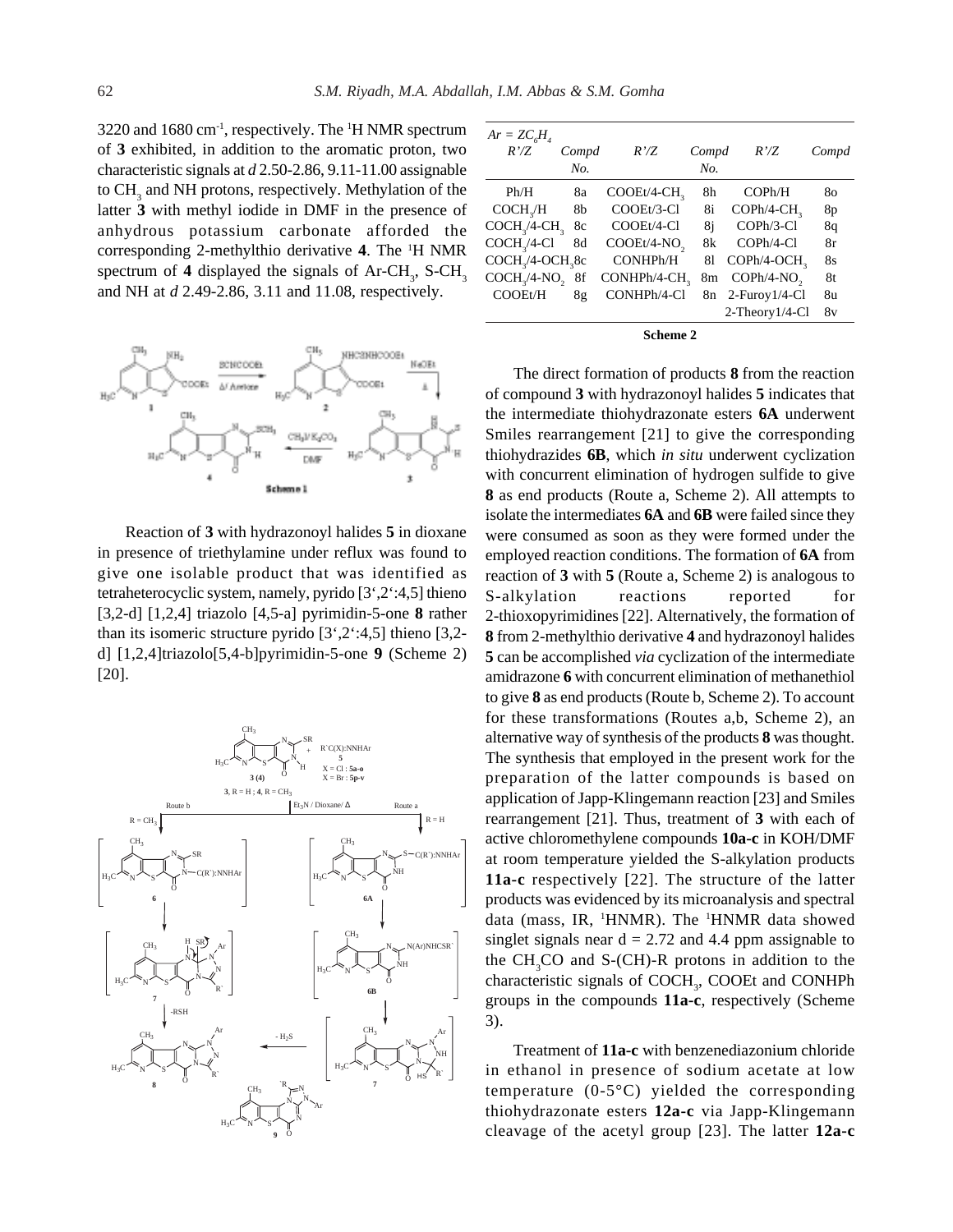3220 and 1680 $cm^{-1}$, respectively. The $^{1}H$ NMR spectrum of **3** exhibited, in addition to the aromatic proton, two characteristic signals at *d* 2.50-2.86, 9.11-11.00 assignable to $CH_3$ and NH protons, respectively. Methylation of the latter **3** with methyl iodide in DMF in the presence of anhydrous potassium carbonate afforded the corresponding 2-methylthio derivative **4**. The $^{1}H$ NMR spectrum of **4** displayed the signals of Ar-$CH_3$, S-$CH_3$ and NH at *d* 2.49-2.86, 3.11 and 11.08, respectively.

**Scheme 1**

Reaction of **3** with hydrazonoyl halides **5** in dioxane in presence of triethylamine under reflux was found to give one isolable product that was identified as tetraheterocyclic system, namely, pyrido [3',2':4,5] thieno [3,2-d] [1,2,4] triazolo [4,5-a] pyrimidin-5-one **8** rather than its isomeric structure pyrido [3',2':4,5] thieno [3,2-d] [1,2,4]triazolo[5,4-b]pyrimidin-5-one **9** (Scheme 2) [20].

$Ar = ZC_6H_4$

| R'/Z | Compd No. | R'/Z | Compd No. | R'/Z | Compd |
|---|---|---|---|---|---|
| Ph/H | 8a | COOEt/4-$CH_3$ | 8h | COPh/H | 8o |
| $COCH_3$/H | 8b | COOEt/3-Cl | 8i | COPh/4-$CH_3$ | 8p |
| $COCH_3$/4-$CH_3$ | 8c | COOEt/4-Cl | 8j | COPh/3-Cl | 8q |
| $COCH_3$/4-Cl | 8d | COOEt/4-$NO_2$ | 8k | COPh/4-Cl | 8r |
| $COCH_3$/4-$OCH_3$ | 8c | CONHPh/H | 8l | COPh/4-$OCH_3$ | 8s |
| $COCH_3$/4-$NO_2$ | 8f | CONHPh/4-$CH_3$ | 8m | COPh/4-$NO_2$ | 8t |
| COOEt/H | 8g | CONHPh/4-Cl | 8n | 2-Furoy1/4-Cl | 8u |
| | | | | 2-Theory1/4-Cl | 8v |

**Scheme 2**

The direct formation of products **8** from the reaction of compound **3** with hydrazonoyl halides **5** indicates that the intermediate thiohydrazonate esters **6A** underwent Smiles rearrangement [21] to give the corresponding thiohydrazides **6B**, which *in situ* underwent cyclization with concurrent elimination of hydrogen sulfide to give **8** as end products (Route a, Scheme 2). All attempts to isolate the intermediates **6A** and **6B** were failed since they were consumed as soon as they were formed under the employed reaction conditions. The formation of **6A** from reaction of **3** with **5** (Route a, Scheme 2) is analogous to S-alkylation reactions reported for 2-thioxopyrimidines [22]. Alternatively, the formation of **8** from 2-methylthio derivative **4** and hydrazonoyl halides **5** can be accomplished *via* cyclization of the intermediate amidrazone **6** with concurrent elimination of methanethiol to give **8** as end products (Route b, Scheme 2). To account for these transformations (Routes a,b, Scheme 2), an alternative way of synthesis of the products **8** was thought. The synthesis that employed in the present work for the preparation of the latter compounds is based on application of Japp-Klingemann reaction [23] and Smiles rearrangement [21]. Thus, treatment of **3** with each of active chloromethylene compounds **10a-c** in KOH/DMF at room temperature yielded the S-alkylation products **11a-c** respectively [22]. The structure of the latter products was evidenced by its microanalysis and spectral data (mass, IR, $^{1}$HNMR). The $^{1}$HNMR data showed singlet signals near d = 2.72 and 4.4 ppm assignable to the $CH_3CO$ and S-(CH)-R protons in addition to the characteristic signals of $COCH_3$, COOEt and CONHPh groups in the compounds **11a-c**, respectively (Scheme 3).

Treatment of **11a-c** with benzenediazonium chloride in ethanol in presence of sodium acetate at low temperature (0-5°C) yielded the corresponding thiohydrazonate esters **12a-c** via Japp-Klingemann cleavage of the acetyl group [23]. The latter **12a-c**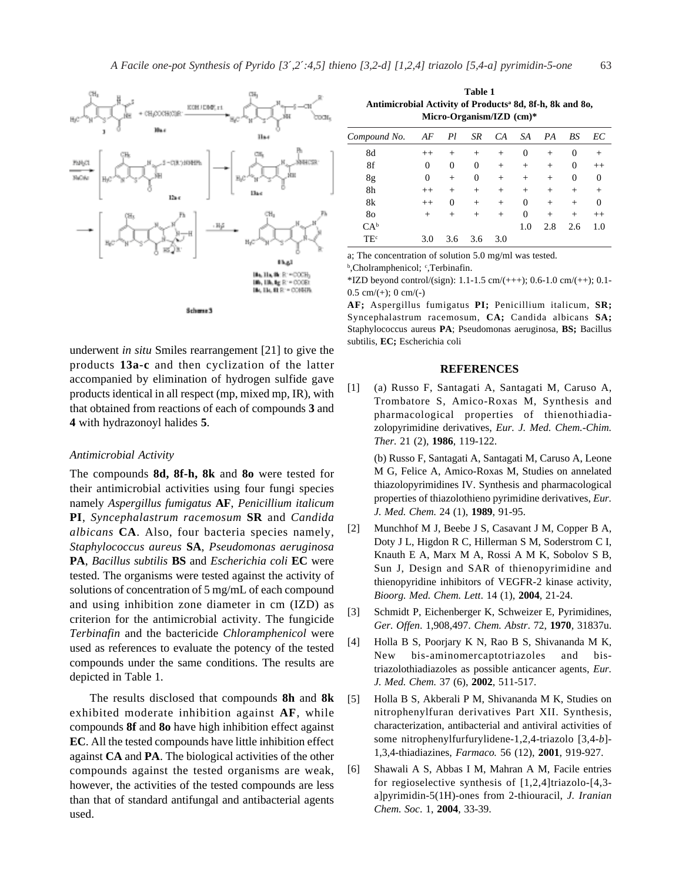Scheme 3

underwent *in situ* Smiles rearrangement [21] to give the products **13a-c** and then cyclization of the latter accompanied by elimination of hydrogen sulfide gave products identical in all respect (mp, mixed mp, IR), with that obtained from reactions of each of compounds **3** and **4** with hydrazonoyl halides **5**.

### Antimicrobial Activity

The compounds **8d, 8f-h, 8k** and **8o** were tested for their antimicrobial activities using four fungi species namely *Aspergillus fumigatus* **AF**, *Penicillium italicum* **PI**, *Syncephalastrum racemosum* **SR** and *Candida albicans* **CA**. Also, four bacteria species namely, *Staphylococcus aureus* **SA**, *Pseudomonas aeruginosa* **PA**, *Bacillus subtilis* **BS** and *Escherichia coli* **EC** were tested. The organisms were tested against the activity of solutions of concentration of 5 mg/mL of each compound and using inhibition zone diameter in cm (IZD) as criterion for the antimicrobial activity. The fungicide *Terbinafin* and the bactericide *Chloramphenicol* were used as references to evaluate the potency of the tested compounds under the same conditions. The results are depicted in Table 1.

The results disclosed that compounds **8h** and **8k** exhibited moderate inhibition against **AF**, while compounds **8f** and **8o** have high inhibition effect against **EC**. All the tested compounds have little inhibition effect against **CA** and **PA**. The biological activities of the other compounds against the tested organisms are weak, however, the activities of the tested compounds are less than that of standard antifungal and antibacterial agents used.

**Table 1**
**Antimicrobial Activity of Products[a] 8d, 8f-h, 8k and 8o, Micro-Organism/IZD (cm)***

| Compound No. | AF | PI | SR | CA | SA | PA | BS | EC |
|---|---|---|---|---|---|---|---|---|
| 8d | ++ | + | + | + | 0 | + | 0 | + |
| 8f | 0 | 0 | 0 | + | + | + | 0 | ++ |
| 8g | 0 | + | 0 | + | + | + | 0 | 0 |
| 8h | ++ | + | + | + | + | + | + | + |
| 8k | ++ | 0 | + | + | 0 | + | + | 0 |
| 8o | + | + | + | + | 0 | + | + | ++ |
| CA[b] | | | | | 1.0 | 2.8 | 2.6 | 1.0 |
| TE[c] | 3.0 | 3.6 | 3.6 | 3.0 | | | | |

a; The concentration of solution 5.0 mg/ml was tested.
[b],Cholramphenicol; [c],Terbinafin.
*IZD beyond control/(sign): 1.1-1.5 cm/(+++); 0.6-1.0 cm/(++); 0.1-0.5 cm/(+); 0 cm/(-)

**AF;** Aspergillus fumigatus **PI;** Penicillium italicum, **SR;** Syncephalastrum racemosum, **CA;** Candida albicans **SA;** Staphylococcus aureus **PA**; Pseudomonas aeruginosa, **BS;** Bacillus subtilis, **EC;** Escherichia coli

## REFERENCES

[1] (a) Russo F, Santagati A, Santagati M, Caruso A, Trombatore S, Amico-Roxas M, Synthesis and pharmacological properties of thienothiadiazolopyrimidine derivatives, *Eur. J. Med. Chem.-Chim. Ther.* 21 (2), **1986**, 119-122.

(b) Russo F, Santagati A, Santagati M, Caruso A, Leone M G, Felice A, Amico-Roxas M, Studies on annelated thiazolopyrimidines IV. Synthesis and pharmacological properties of thiazolothieno pyrimidine derivatives, *Eur. J. Med. Chem.* 24 (1), **1989**, 91-95.

[2] Munchhof M J, Beebe J S, Casavant J M, Copper B A, Doty J L, Higdon R C, Hillerman S M, Soderstrom C I, Knauth E A, Marx M A, Rossi A M K, Sobolov S B, Sun J, Design and SAR of thienopyrimidine and thienopyridine inhibitors of VEGFR-2 kinase activity, *Bioorg. Med. Chem. Lett*. 14 (1), **2004**, 21-24.

[3] Schmidt P, Eichenberger K, Schweizer E, Pyrimidines, *Ger. Offen*. 1,908,497. *Chem. Abstr*. 72, **1970**, 31837u.

[4] Holla B S, Poorjary K N, Rao B S, Shivananda M K, New bis-aminomercaptotriazoles and bis-triazolothiadiazoles as possible anticancer agents, *Eur. J. Med. Chem.* 37 (6), **2002**, 511-517.

[5] Holla B S, Akberali P M, Shivananda M K, Studies on nitrophenylfuran derivatives Part XII. Synthesis, characterization, antibacterial and antiviral activities of some nitrophenylfurfurylidene-1,2,4-triazolo [3,4-*b*]-1,3,4-thiadiazines, *Farmaco.* 56 (12), **2001**, 919-927.

[6] Shawali A S, Abbas I M, Mahran A M, Facile entries for regioselective synthesis of [1,2,4]triazolo-[4,3-a]pyrimidin-5(1H)-ones from 2-thiouracil, *J. Iranian Chem. Soc*. 1, **2004**, 33-39.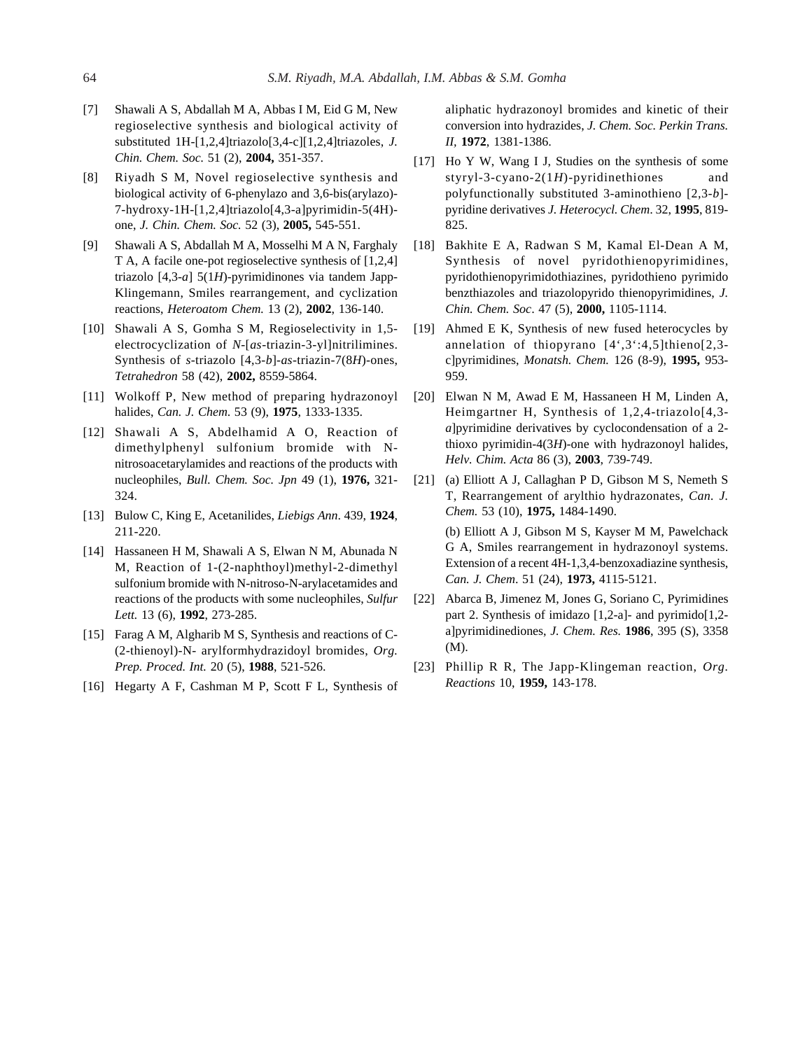[7] Shawali A S, Abdallah M A, Abbas I M, Eid G M, New regioselective synthesis and biological activity of substituted 1H-[1,2,4]triazolo[3,4-c][1,2,4]triazoles, *J. Chin. Chem. Soc.* 51 (2), **2004,** 351-357.

[8] Riyadh S M, Novel regioselective synthesis and biological activity of 6-phenylazo and 3,6-bis(arylazo)-7-hydroxy-1H-[1,2,4]triazolo[4,3-a]pyrimidin-5(4H)-one, *J. Chin. Chem. Soc.* 52 (3), **2005,** 545-551.

[9] Shawali A S, Abdallah M A, Mosselhi M A N, Farghaly T A, A facile one-pot regioselective synthesis of [1,2,4] triazolo [4,3-*a*] 5(1*H*)-pyrimidinones via tandem Japp-Klingemann, Smiles rearrangement, and cyclization reactions, *Heteroatom Chem.* 13 (2), **2002**, 136-140.

[10] Shawali A S, Gomha S M, Regioselectivity in 1,5-electrocyclization of *N*-[*as*-triazin-3-yl]nitrilimines. Synthesis of *s*-triazolo [4,3-*b*]-*as*-triazin-7(8*H*)-ones, *Tetrahedron* 58 (42), **2002,** 8559-5864.

[11] Wolkoff P, New method of preparing hydrazonoyl halides, *Can. J. Chem.* 53 (9), **1975**, 1333-1335.

[12] Shawali A S, Abdelhamid A O, Reaction of dimethylphenyl sulfonium bromide with N-nitrosoacetarylamides and reactions of the products with nucleophiles, *Bull. Chem. Soc. Jpn* 49 (1), **1976,** 321-324.

[13] Bulow C, King E, Acetanilides, *Liebigs Ann*. 439, **1924**, 211-220.

[14] Hassaneen H M, Shawali A S, Elwan N M, Abunada N M, Reaction of 1-(2-naphthoyl)methyl-2-dimethyl sulfonium bromide with N-nitroso-N-arylacetamides and reactions of the products with some nucleophiles, *Sulfur Lett.* 13 (6), **1992**, 273-285.

[15] Farag A M, Algharib M S, Synthesis and reactions of C-(2-thienoyl)-N- arylformhydrazidoyl bromides, *Org. Prep. Proced. Int.* 20 (5), **1988**, 521-526.

[16] Hegarty A F, Cashman M P, Scott F L, Synthesis of aliphatic hydrazonoyl bromides and kinetic of their conversion into hydrazides, *J. Chem. Soc. Perkin Trans. II*, **1972**, 1381-1386.

[17] Ho Y W, Wang I J, Studies on the synthesis of some styryl-3-cyano-2(1*H*)-pyridinethiones and polyfunctionally substituted 3-aminothieno [2,3-*b*]-pyridine derivatives *J. Heterocycl. Chem*. 32, **1995**, 819-825.

[18] Bakhite E A, Radwan S M, Kamal El-Dean A M, Synthesis of novel pyridothienopyrimidines, pyridothienopyrimidothiazines, pyridothieno pyrimido benzthiazoles and triazolopyrido thienopyrimidines, *J. Chin. Chem. Soc*. 47 (5), **2000,** 1105-1114.

[19] Ahmed E K, Synthesis of new fused heterocycles by annelation of thiopyrano [4‘,3‘:4,5]thieno[2,3-c]pyrimidines, *Monatsh. Chem.* 126 (8-9), **1995,** 953-959.

[20] Elwan N M, Awad E M, Hassaneen H M, Linden A, Heimgartner H, Synthesis of 1,2,4-triazolo[4,3-*a*]pyrimidine derivatives by cyclocondensation of a 2-thioxo pyrimidin-4(3*H*)-one with hydrazonoyl halides, *Helv. Chim. Acta* 86 (3), **2003**, 739-749.

[21] (a) Elliott A J, Callaghan P D, Gibson M S, Nemeth S T, Rearrangement of arylthio hydrazonates, *Can. J. Chem.* 53 (10), **1975,** 1484-1490.

(b) Elliott A J, Gibson M S, Kayser M M, Pawelchack G A, Smiles rearrangement in hydrazonoyl systems. Extension of a recent 4H-1,3,4-benzoxadiazine synthesis, *Can. J. Chem*. 51 (24), **1973,** 4115-5121.

[22] Abarca B, Jimenez M, Jones G, Soriano C, Pyrimidines part 2. Synthesis of imidazo [1,2-a]- and pyrimido[1,2-a]pyrimidinediones, *J. Chem. Res.* **1986**, 395 (S), 3358 (M).

[23] Phillip R R, The Japp-Klingeman reaction, *Org. Reactions* 10, **1959,** 143-178.